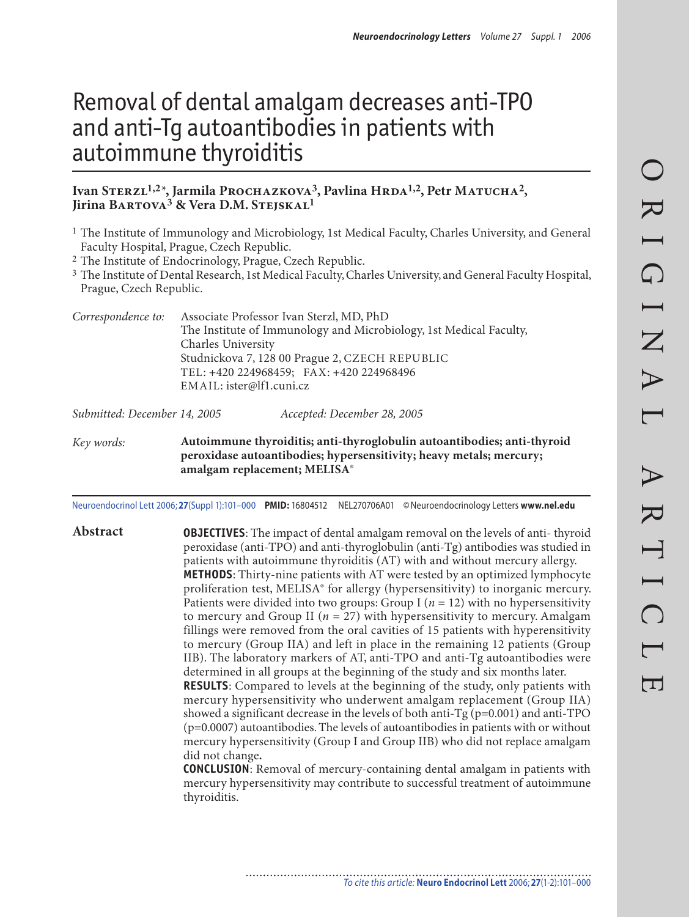# Removal of dental amalgam decreases anti-TPO and anti-Tg autoantibodies in patients with autoimmune thyroiditis

**Ivan Sterzl[1,2*], Jarmila Prochazkova[3], Pavlina Hrda[1,2], Petr Matucha[2], Jirina Bartova[3] & Vera D.M. Stejskal[1]**

[1] The Institute of Immunology and Microbiology, 1st Medical Faculty, Charles University, and General Faculty Hospital, Prague, Czech Republic.
[2] The Institute of Endocrinology, Prague, Czech Republic.
[3] The Institute of Dental Research, 1st Medical Faculty, Charles University, and General Faculty Hospital, Prague, Czech Republic.

*Correspondence to:* Associate Professor Ivan Sterzl, MD, PhD
The Institute of Immunology and Microbiology, 1st Medical Faculty, Charles University
Studnickova 7, 128 00 Prague 2, CZECH REPUBLIC
TEL: +420 224968459; FAX: +420 224968496
EMAIL: ister@lf1.cuni.cz

*Submitted: December 14, 2005* *Accepted: December 28, 2005*

*Key words:* **Autoimmune thyroiditis; anti-thyroglobulin autoantibodies; anti-thyroid peroxidase autoantibodies; hypersensitivity; heavy metals; mercury; amalgam replacement; MELISA®**

Neuroendocrinol Lett 2006; **27**(Suppl 1):101–000 **PMID:** 16804512 NEL270706A01 © Neuroendocrinology Letters **www.nel.edu**

## Abstract

**OBJECTIVES**: The impact of dental amalgam removal on the levels of anti- thyroid peroxidase (anti-TPO) and anti-thyroglobulin (anti-Tg) antibodies was studied in patients with autoimmune thyroiditis (AT) with and without mercury allergy.

**METHODS**: Thirty-nine patients with AT were tested by an optimized lymphocyte proliferation test, MELISA® for allergy (hypersensitivity) to inorganic mercury. Patients were divided into two groups: Group I ($n = 12$) with no hypersensitivity to mercury and Group II ($n = 27$) with hypersensitivity to mercury. Amalgam fillings were removed from the oral cavities of 15 patients with hyperensitivity to mercury (Group IIA) and left in place in the remaining 12 patients (Group IIB). The laboratory markers of AT, anti-TPO and anti-Tg autoantibodies were determined in all groups at the beginning of the study and six months later.

**RESULTS**: Compared to levels at the beginning of the study, only patients with mercury hypersensitivity who underwent amalgam replacement (Group IIA) showed a significant decrease in the levels of both anti-Tg ($p=0.001$) and anti-TPO ($p=0.0007$) autoantibodies. The levels of autoantibodies in patients with or without mercury hypersensitivity (Group I and Group IIB) who did not replace amalgam did not change**.**

**CONCLUSION**: Removal of mercury-containing dental amalgam in patients with mercury hypersensitivity may contribute to successful treatment of autoimmune thyroiditis.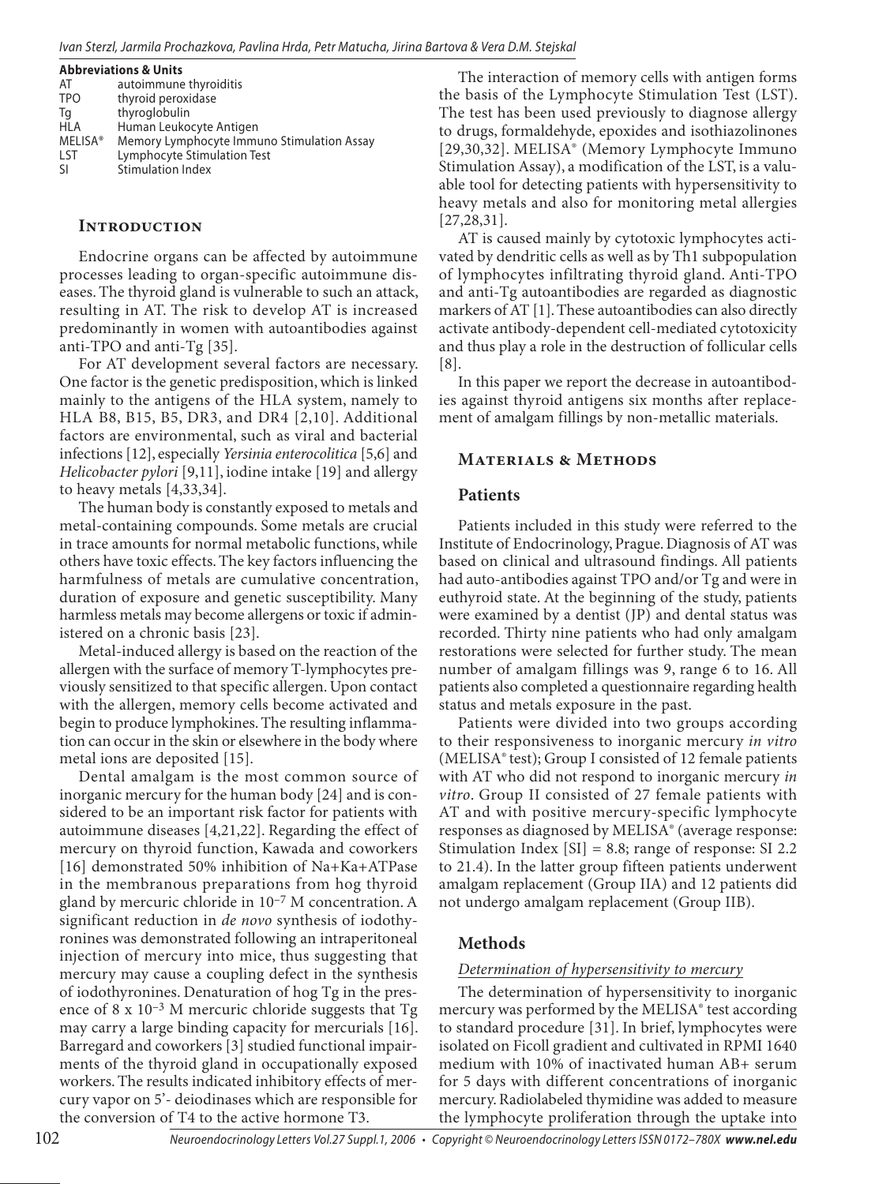**Abbreviations & Units**

| | |
|---|---|
| AT | autoimmune thyroiditis |
| TPO | thyroid peroxidase |
| Tg | thyroglobulin |
| HLA | Human Leukocyte Antigen |
| MELISA® | Memory Lymphocyte Immuno Stimulation Assay |
| LST | Lymphocyte Stimulation Test |
| SI | Stimulation Index |

## Introduction

Endocrine organs can be affected by autoimmune processes leading to organ-specific autoimmune diseases. The thyroid gland is vulnerable to such an attack, resulting in AT. The risk to develop AT is increased predominantly in women with autoantibodies against anti-TPO and anti-Tg [35].

For AT development several factors are necessary. One factor is the genetic predisposition, which is linked mainly to the antigens of the HLA system, namely to HLA B8, B15, B5, DR3, and DR4 [2,10]. Additional factors are environmental, such as viral and bacterial infections [12], especially *Yersinia enterocolitica* [5,6] and *Helicobacter pylori* [9,11], iodine intake [19] and allergy to heavy metals [4,33,34].

The human body is constantly exposed to metals and metal-containing compounds. Some metals are crucial in trace amounts for normal metabolic functions, while others have toxic effects. The key factors influencing the harmfulness of metals are cumulative concentration, duration of exposure and genetic susceptibility. Many harmless metals may become allergens or toxic if administered on a chronic basis [23].

Metal-induced allergy is based on the reaction of the allergen with the surface of memory T-lymphocytes previously sensitized to that specific allergen. Upon contact with the allergen, memory cells become activated and begin to produce lymphokines. The resulting inflammation can occur in the skin or elsewhere in the body where metal ions are deposited [15].

Dental amalgam is the most common source of inorganic mercury for the human body [24] and is considered to be an important risk factor for patients with autoimmune diseases [4,21,22]. Regarding the effect of mercury on thyroid function, Kawada and coworkers [16] demonstrated 50% inhibition of Na+Ka+ATPase in the membranous preparations from hog thyroid gland by mercuric chloride in $10^{-7}$ M concentration. A significant reduction in *de novo* synthesis of iodothyronines was demonstrated following an intraperitoneal injection of mercury into mice, thus suggesting that mercury may cause a coupling defect in the synthesis of iodothyronines. Denaturation of hog Tg in the presence of $8 \times 10^{-3}$ M mercuric chloride suggests that Tg may carry a large binding capacity for mercurials [16]. Barregard and coworkers [3] studied functional impairments of the thyroid gland in occupationally exposed workers. The results indicated inhibitory effects of mercury vapor on 5'- deiodinases which are responsible for the conversion of T4 to the active hormone T3.

The interaction of memory cells with antigen forms the basis of the Lymphocyte Stimulation Test (LST). The test has been used previously to diagnose allergy to drugs, formaldehyde, epoxides and isothiazolinones [29,30,32]. MELISA® (Memory Lymphocyte Immuno Stimulation Assay), a modification of the LST, is a valuable tool for detecting patients with hypersensitivity to heavy metals and also for monitoring metal allergies [27,28,31].

AT is caused mainly by cytotoxic lymphocytes activated by dendritic cells as well as by Th1 subpopulation of lymphocytes infiltrating thyroid gland. Anti-TPO and anti-Tg autoantibodies are regarded as diagnostic markers of AT [1]. These autoantibodies can also directly activate antibody-dependent cell-mediated cytotoxicity and thus play a role in the destruction of follicular cells [8].

In this paper we report the decrease in autoantibodies against thyroid antigens six months after replacement of amalgam fillings by non-metallic materials.

## Materials & Methods

### Patients

Patients included in this study were referred to the Institute of Endocrinology, Prague. Diagnosis of AT was based on clinical and ultrasound findings. All patients had auto-antibodies against TPO and/or Tg and were in euthyroid state. At the beginning of the study, patients were examined by a dentist (JP) and dental status was recorded. Thirty nine patients who had only amalgam restorations were selected for further study. The mean number of amalgam fillings was 9, range 6 to 16. All patients also completed a questionnaire regarding health status and metals exposure in the past.

Patients were divided into two groups according to their responsiveness to inorganic mercury *in vitro* (MELISA® test); Group I consisted of 12 female patients with AT who did not respond to inorganic mercury *in vitro*. Group II consisted of 27 female patients with AT and with positive mercury-specific lymphocyte responses as diagnosed by MELISA® (average response: Stimulation Index [SI] = 8.8; range of response: SI 2.2 to 21.4). In the latter group fifteen patients underwent amalgam replacement (Group IIA) and 12 patients did not undergo amalgam replacement (Group IIB).

### Methods

*Determination of hypersensitivity to mercury*

The determination of hypersensitivity to inorganic mercury was performed by the MELISA® test according to standard procedure [31]. In brief, lymphocytes were isolated on Ficoll gradient and cultivated in RPMI 1640 medium with 10% of inactivated human AB+ serum for 5 days with different concentrations of inorganic mercury. Radiolabeled thymidine was added to measure the lymphocyte proliferation through the uptake into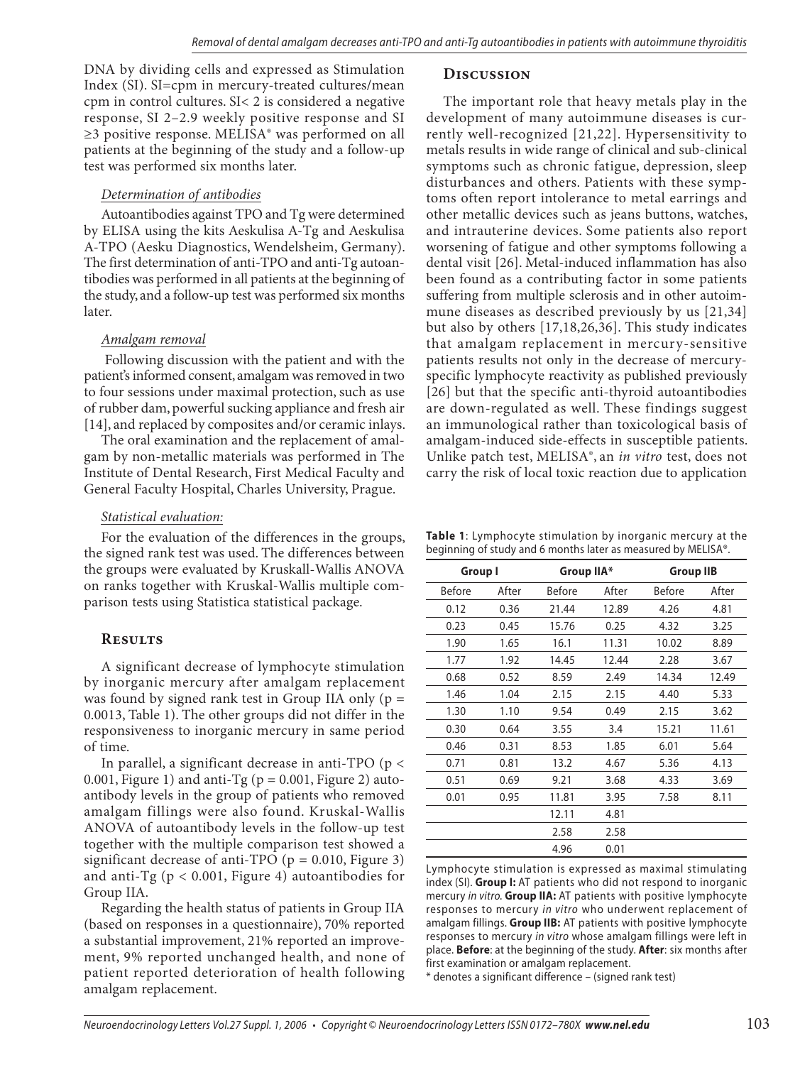DNA by dividing cells and expressed as Stimulation Index (SI). SI=cpm in mercury-treated cultures/mean cpm in control cultures. SI< 2 is considered a negative response, SI 2–2.9 weekly positive response and SI ≥3 positive response. MELISA® was performed on all patients at the beginning of the study and a follow-up test was performed six months later.

*Determination of antibodies*

Autoantibodies against TPO and Tg were determined by ELISA using the kits Aeskulisa A-Tg and Aeskulisa A-TPO (Aesku Diagnostics, Wendelsheim, Germany). The first determination of anti-TPO and anti-Tg autoantibodies was performed in all patients at the beginning of the study, and a follow-up test was performed six months later.

*Amalgam removal*

Following discussion with the patient and with the patient's informed consent, amalgam was removed in two to four sessions under maximal protection, such as use of rubber dam, powerful sucking appliance and fresh air [14], and replaced by composites and/or ceramic inlays.

The oral examination and the replacement of amalgam by non-metallic materials was performed in The Institute of Dental Research, First Medical Faculty and General Faculty Hospital, Charles University, Prague.

*Statistical evaluation:*

For the evaluation of the differences in the groups, the signed rank test was used. The differences between the groups were evaluated by Kruskall-Wallis ANOVA on ranks together with Kruskal-Wallis multiple comparison tests using Statistica statistical package.

## Results

A significant decrease of lymphocyte stimulation by inorganic mercury after amalgam replacement was found by signed rank test in Group IIA only ($p = 0.0013$, Table 1). The other groups did not differ in the responsiveness to inorganic mercury in same period of time.

In parallel, a significant decrease in anti-TPO ($p < 0.001$, Figure 1) and anti-Tg ($p = 0.001$, Figure 2) autoantibody levels in the group of patients who removed amalgam fillings were also found. Kruskal-Wallis ANOVA of autoantibody levels in the follow-up test together with the multiple comparison test showed a significant decrease of anti-TPO ($p = 0.010$, Figure 3) and anti-Tg ($p < 0.001$, Figure 4) autoantibodies for Group IIA.

Regarding the health status of patients in Group IIA (based on responses in a questionnaire), 70% reported a substantial improvement, 21% reported an improvement, 9% reported unchanged health, and none of patient reported deterioration of health following amalgam replacement.

## Discussion

The important role that heavy metals play in the development of many autoimmune diseases is currently well-recognized [21,22]. Hypersensitivity to metals results in wide range of clinical and sub-clinical symptoms such as chronic fatigue, depression, sleep disturbances and others. Patients with these symptoms often report intolerance to metal earrings and other metallic devices such as jeans buttons, watches, and intrauterine devices. Some patients also report worsening of fatigue and other symptoms following a dental visit [26]. Metal-induced inflammation has also been found as a contributing factor in some patients suffering from multiple sclerosis and in other autoimmune diseases as described previously by us [21,34] but also by others [17,18,26,36]. This study indicates that amalgam replacement in mercury-sensitive patients results not only in the decrease of mercury-specific lymphocyte reactivity as published previously [26] but that the specific anti-thyroid autoantibodies are down-regulated as well. These findings suggest an immunological rather than toxicological basis of amalgam-induced side-effects in susceptible patients. Unlike patch test, MELISA®, an *in vitro* test, does not carry the risk of local toxic reaction due to application

**Table 1**: Lymphocyte stimulation by inorganic mercury at the beginning of study and 6 months later as measured by MELISA®.

| Group I | | Group IIA* | | Group IIB | |
|---|---|---|---|---|---|
| Before | After | Before | After | Before | After |
| 0.12 | 0.36 | 21.44 | 12.89 | 4.26 | 4.81 |
| 0.23 | 0.45 | 15.76 | 0.25 | 4.32 | 3.25 |
| 1.90 | 1.65 | 16.1 | 11.31 | 10.02 | 8.89 |
| 1.77 | 1.92 | 14.45 | 12.44 | 2.28 | 3.67 |
| 0.68 | 0.52 | 8.59 | 2.49 | 14.34 | 12.49 |
| 1.46 | 1.04 | 2.15 | 2.15 | 4.40 | 5.33 |
| 1.30 | 1.10 | 9.54 | 0.49 | 2.15 | 3.62 |
| 0.30 | 0.64 | 3.55 | 3.4 | 15.21 | 11.61 |
| 0.46 | 0.31 | 8.53 | 1.85 | 6.01 | 5.64 |
| 0.71 | 0.81 | 13.2 | 4.67 | 5.36 | 4.13 |
| 0.51 | 0.69 | 9.21 | 3.68 | 4.33 | 3.69 |
| 0.01 | 0.95 | 11.81 | 3.95 | 7.58 | 8.11 |
| | | 12.11 | 4.81 | | |
| | | 2.58 | 2.58 | | |
| | | 4.96 | 0.01 | | |

Lymphocyte stimulation is expressed as maximal stimulating index (SI). **Group I:** AT patients who did not respond to inorganic mercury *in vitro*. **Group IIA:** AT patients with positive lymphocyte responses to mercury *in vitro* who underwent replacement of amalgam fillings. **Group IIB:** AT patients with positive lymphocyte responses to mercury *in vitro* whose amalgam fillings were left in place. **Before**: at the beginning of the study. **After**: six months after first examination or amalgam replacement.

\* denotes a significant difference – (signed rank test)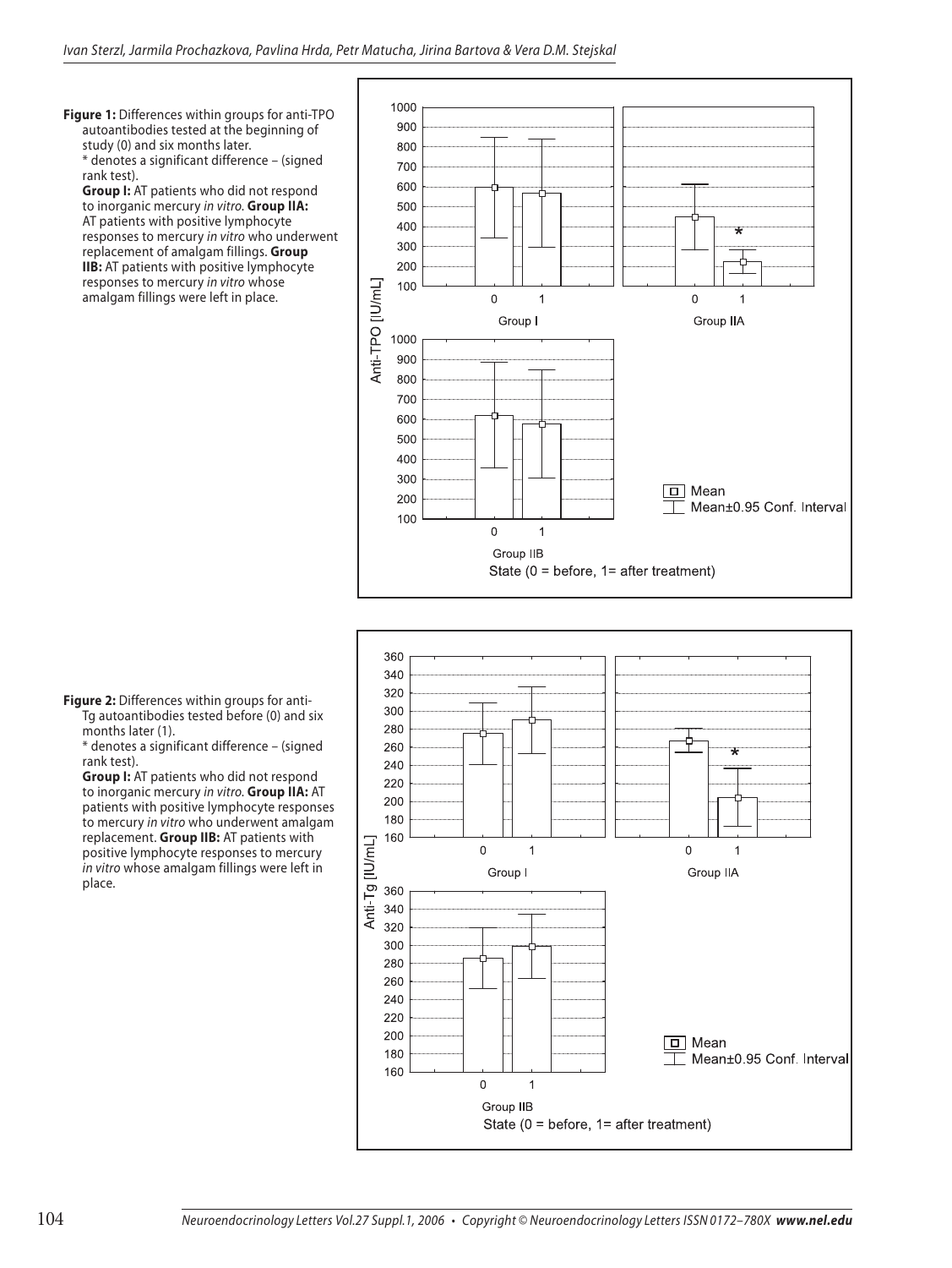**Figure 1:** Differences within groups for anti-TPO autoantibodies tested at the beginning of study (0) and six months later.
* denotes a significant difference – (signed rank test).
**Group I:** AT patients who did not respond to inorganic mercury *in vitro*. **Group IIA:** AT patients with positive lymphocyte responses to mercury *in vitro* who underwent replacement of amalgam fillings. **Group IIB:** AT patients with positive lymphocyte responses to mercury *in vitro* whose amalgam fillings were left in place.

**Figure 2:** Differences within groups for anti-Tg autoantibodies tested before (0) and six months later (1).
* denotes a significant difference – (signed rank test).
**Group I:** AT patients who did not respond to inorganic mercury *in vitro*. **Group IIA:** AT patients with positive lymphocyte responses to mercury *in vitro* who underwent amalgam replacement. **Group IIB:** AT patients with positive lymphocyte responses to mercury *in vitro* whose amalgam fillings were left in place.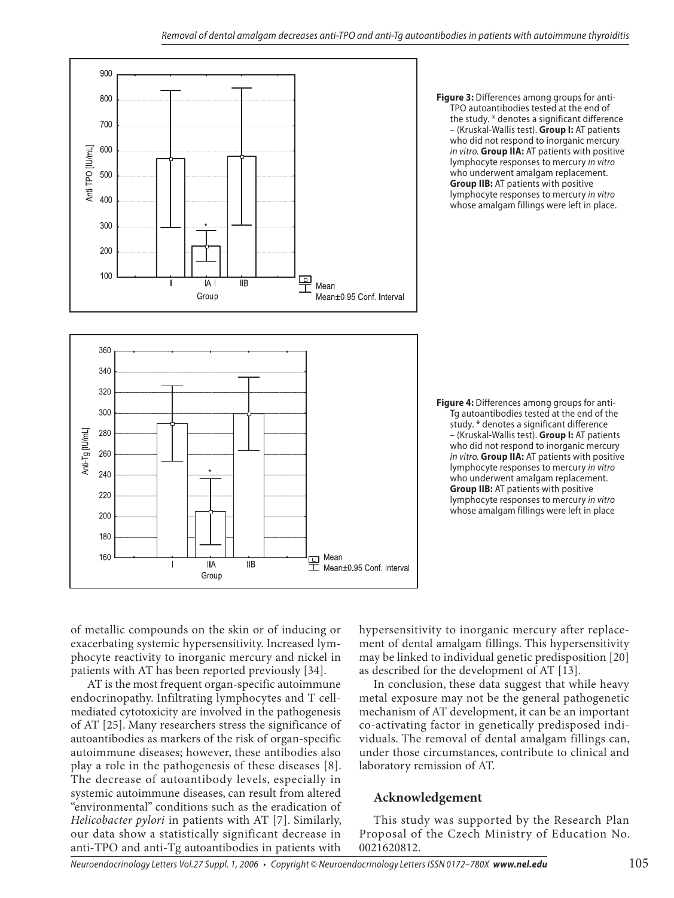**Figure 3:** Differences among groups for anti-TPO autoantibodies tested at the end of the study. * denotes a significant difference – (Kruskal-Wallis test). **Group I:** AT patients who did not respond to inorganic mercury *in vitro*. **Group IIA:** AT patients with positive lymphocyte responses to mercury *in vitro* who underwent amalgam replacement. **Group IIB:** AT patients with positive lymphocyte responses to mercury *in vitro* whose amalgam fillings were left in place.

**Figure 4:** Differences among groups for anti-Tg autoantibodies tested at the end of the study. * denotes a significant difference – (Kruskal-Wallis test). **Group I:** AT patients who did not respond to inorganic mercury *in vitro*. **Group IIA:** AT patients with positive lymphocyte responses to mercury *in vitro* who underwent amalgam replacement. **Group IIB:** AT patients with positive lymphocyte responses to mercury *in vitro* whose amalgam fillings were left in place

of metallic compounds on the skin or of inducing or exacerbating systemic hypersensitivity. Increased lymphocyte reactivity to inorganic mercury and nickel in patients with AT has been reported previously [34].

AT is the most frequent organ-specific autoimmune endocrinopathy. Infiltrating lymphocytes and T cell-mediated cytotoxicity are involved in the pathogenesis of AT [25]. Many researchers stress the significance of autoantibodies as markers of the risk of organ-specific autoimmune diseases; however, these antibodies also play a role in the pathogenesis of these diseases [8]. The decrease of autoantibody levels, especially in systemic autoimmune diseases, can result from altered "environmental" conditions such as the eradication of *Helicobacter pylori* in patients with AT [7]. Similarly, our data show a statistically significant decrease in anti-TPO and anti-Tg autoantibodies in patients with hypersensitivity to inorganic mercury after replacement of dental amalgam fillings. This hypersensitivity may be linked to individual genetic predisposition [20] as described for the development of AT [13].

In conclusion, these data suggest that while heavy metal exposure may not be the general pathogenetic mechanism of AT development, it can be an important co-activating factor in genetically predisposed individuals. The removal of dental amalgam fillings can, under those circumstances, contribute to clinical and laboratory remission of AT.

## Acknowledgement

This study was supported by the Research Plan Proposal of the Czech Ministry of Education No. 0021620812.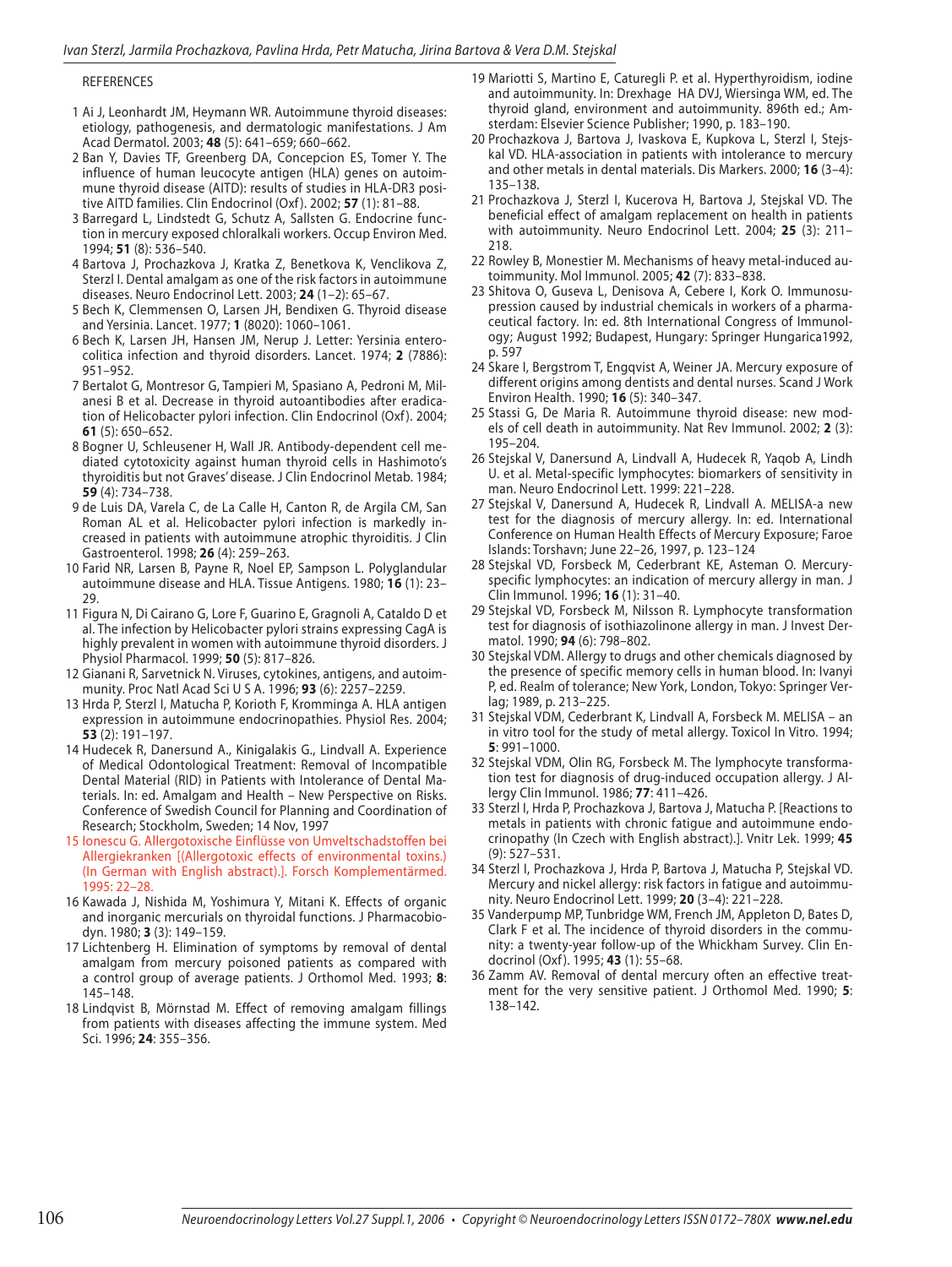REFERENCES

1 Ai J, Leonhardt JM, Heymann WR. Autoimmune thyroid diseases: etiology, pathogenesis, and dermatologic manifestations. J Am Acad Dermatol. 2003; **48** (5): 641–659; 660–662.

2 Ban Y, Davies TF, Greenberg DA, Concepcion ES, Tomer Y. The influence of human leucocyte antigen (HLA) genes on autoimmune thyroid disease (AITD): results of studies in HLA-DR3 positive AITD families. Clin Endocrinol (Oxf). 2002; **57** (1): 81–88.

3 Barregard L, Lindstedt G, Schutz A, Sallsten G. Endocrine function in mercury exposed chloralkali workers. Occup Environ Med. 1994; **51** (8): 536–540.

4 Bartova J, Prochazkova J, Kratka Z, Benetkova K, Venclikova Z, Sterzl I. Dental amalgam as one of the risk factors in autoimmune diseases. Neuro Endocrinol Lett. 2003; **24** (1–2): 65–67.

5 Bech K, Clemmensen O, Larsen JH, Bendixen G. Thyroid disease and Yersinia. Lancet. 1977; **1** (8020): 1060–1061.

6 Bech K, Larsen JH, Hansen JM, Nerup J. Letter: Yersinia enterocolitica infection and thyroid disorders. Lancet. 1974; **2** (7886): 951–952.

7 Bertalot G, Montresor G, Tampieri M, Spasiano A, Pedroni M, Milanesi B et al. Decrease in thyroid autoantibodies after eradication of Helicobacter pylori infection. Clin Endocrinol (Oxf). 2004; **61** (5): 650–652.

8 Bogner U, Schleusener H, Wall JR. Antibody-dependent cell mediated cytotoxicity against human thyroid cells in Hashimoto's thyroiditis but not Graves' disease. J Clin Endocrinol Metab. 1984; **59** (4): 734–738.

9 de Luis DA, Varela C, de La Calle H, Canton R, de Argila CM, San Roman AL et al. Helicobacter pylori infection is markedly increased in patients with autoimmune atrophic thyroiditis. J Clin Gastroenterol. 1998; **26** (4): 259–263.

10 Farid NR, Larsen B, Payne R, Noel EP, Sampson L. Polyglandular autoimmune disease and HLA. Tissue Antigens. 1980; **16** (1): 23–29.

11 Figura N, Di Cairano G, Lore F, Guarino E, Gragnoli A, Cataldo D et al. The infection by Helicobacter pylori strains expressing CagA is highly prevalent in women with autoimmune thyroid disorders. J Physiol Pharmacol. 1999; **50** (5): 817–826.

12 Gianani R, Sarvetnick N. Viruses, cytokines, antigens, and autoimmunity. Proc Natl Acad Sci U S A. 1996; **93** (6): 2257–2259.

13 Hrda P, Sterzl I, Matucha P, Korioth F, Kromminga A. HLA antigen expression in autoimmune endocrinopathies. Physiol Res. 2004; **53** (2): 191–197.

14 Hudecek R, Danersund A., Kinigalakis G., Lindvall A. Experience of Medical Odontological Treatment: Removal of Incompatible Dental Material (RID) in Patients with Intolerance of Dental Materials. In: ed. Amalgam and Health – New Perspective on Risks. Conference of Swedish Council for Planning and Coordination of Research; Stockholm, Sweden; 14 Nov, 1997

15 Ionescu G. Allergotoxische Einflüsse von Umveltschadstoffen bei Allergiekranken [(Allergotoxic effects of environmental toxins.) (In German with English abstract).]. Forsch Komplementärmed. 1995: 22–28.

16 Kawada J, Nishida M, Yoshimura Y, Mitani K. Effects of organic and inorganic mercurials on thyroidal functions. J Pharmacobiodyn. 1980; **3** (3): 149–159.

17 Lichtenberg H. Elimination of symptoms by removal of dental amalgam from mercury poisoned patients as compared with a control group of average patients. J Orthomol Med. 1993; **8**: 145–148.

18 Lindqvist B, Mörnstad M. Effect of removing amalgam fillings from patients with diseases affecting the immune system. Med Sci. 1996; **24**: 355–356.

19 Mariotti S, Martino E, Caturegli P. et al. Hyperthyroidism, iodine and autoimmunity. In: Drexhage HA DVJ, Wiersinga WM, ed. The thyroid gland, environment and autoimmunity. 896th ed.; Amsterdam: Elsevier Science Publisher; 1990, p. 183–190.

20 Prochazkova J, Bartova J, Ivaskova E, Kupkova L, Sterzl I, Stejskal VD. HLA-association in patients with intolerance to mercury and other metals in dental materials. Dis Markers. 2000; **16** (3–4): 135–138.

21 Prochazkova J, Sterzl I, Kucerova H, Bartova J, Stejskal VD. The beneficial effect of amalgam replacement on health in patients with autoimmunity. Neuro Endocrinol Lett. 2004; **25** (3): 211–218.

22 Rowley B, Monestier M. Mechanisms of heavy metal-induced autoimmunity. Mol Immunol. 2005; **42** (7): 833–838.

23 Shitova O, Guseva L, Denisova A, Cebere I, Kork O. Immunosupression caused by industrial chemicals in workers of a pharmaceutical factory. In: ed. 8th International Congress of Immunology; August 1992; Budapest, Hungary: Springer Hungarica1992, p. 597

24 Skare I, Bergstrom T, Engqvist A, Weiner JA. Mercury exposure of different origins among dentists and dental nurses. Scand J Work Environ Health. 1990; **16** (5): 340–347.

25 Stassi G, De Maria R. Autoimmune thyroid disease: new models of cell death in autoimmunity. Nat Rev Immunol. 2002; **2** (3): 195–204.

26 Stejskal V, Danersund A, Lindvall A, Hudecek R, Yaqob A, Lindh U. et al. Metal-specific lymphocytes: biomarkers of sensitivity in man. Neuro Endocrinol Lett. 1999: 221–228.

27 Stejskal V, Danersund A, Hudecek R, Lindvall A. MELISA-a new test for the diagnosis of mercury allergy. In: ed. International Conference on Human Health Effects of Mercury Exposure; Faroe Islands: Torshavn; June 22–26, 1997, p. 123–124

28 Stejskal VD, Forsbeck M, Cederbrant KE, Asteman O. Mercury-specific lymphocytes: an indication of mercury allergy in man. J Clin Immunol. 1996; **16** (1): 31–40.

29 Stejskal VD, Forsbeck M, Nilsson R. Lymphocyte transformation test for diagnosis of isothiazolinone allergy in man. J Invest Dermatol. 1990; **94** (6): 798–802.

30 Stejskal VDM. Allergy to drugs and other chemicals diagnosed by the presence of specific memory cells in human blood. In: Ivanyi P, ed. Realm of tolerance; New York, London, Tokyo: Springer Verlag; 1989, p. 213–225.

31 Stejskal VDM, Cederbrant K, Lindvall A, Forsbeck M. MELISA – an in vitro tool for the study of metal allergy. Toxicol In Vitro. 1994; **5**: 991–1000.

32 Stejskal VDM, Olin RG, Forsbeck M. The lymphocyte transformation test for diagnosis of drug-induced occupation allergy. J Allergy Clin Immunol. 1986; **77**: 411–426.

33 Sterzl I, Hrda P, Prochazkova J, Bartova J, Matucha P. [Reactions to metals in patients with chronic fatigue and autoimmune endocrinopathy (In Czech with English abstract).]. Vnitr Lek. 1999; **45** (9): 527–531.

34 Sterzl I, Prochazkova J, Hrda P, Bartova J, Matucha P, Stejskal VD. Mercury and nickel allergy: risk factors in fatigue and autoimmunity. Neuro Endocrinol Lett. 1999; **20** (3–4): 221–228.

35 Vanderpump MP, Tunbridge WM, French JM, Appleton D, Bates D, Clark F et al. The incidence of thyroid disorders in the community: a twenty-year follow-up of the Whickham Survey. Clin Endocrinol (Oxf). 1995; **43** (1): 55–68.

36 Zamm AV. Removal of dental mercury often an effective treatment for the very sensitive patient. J Orthomol Med. 1990; **5**: 138–142.